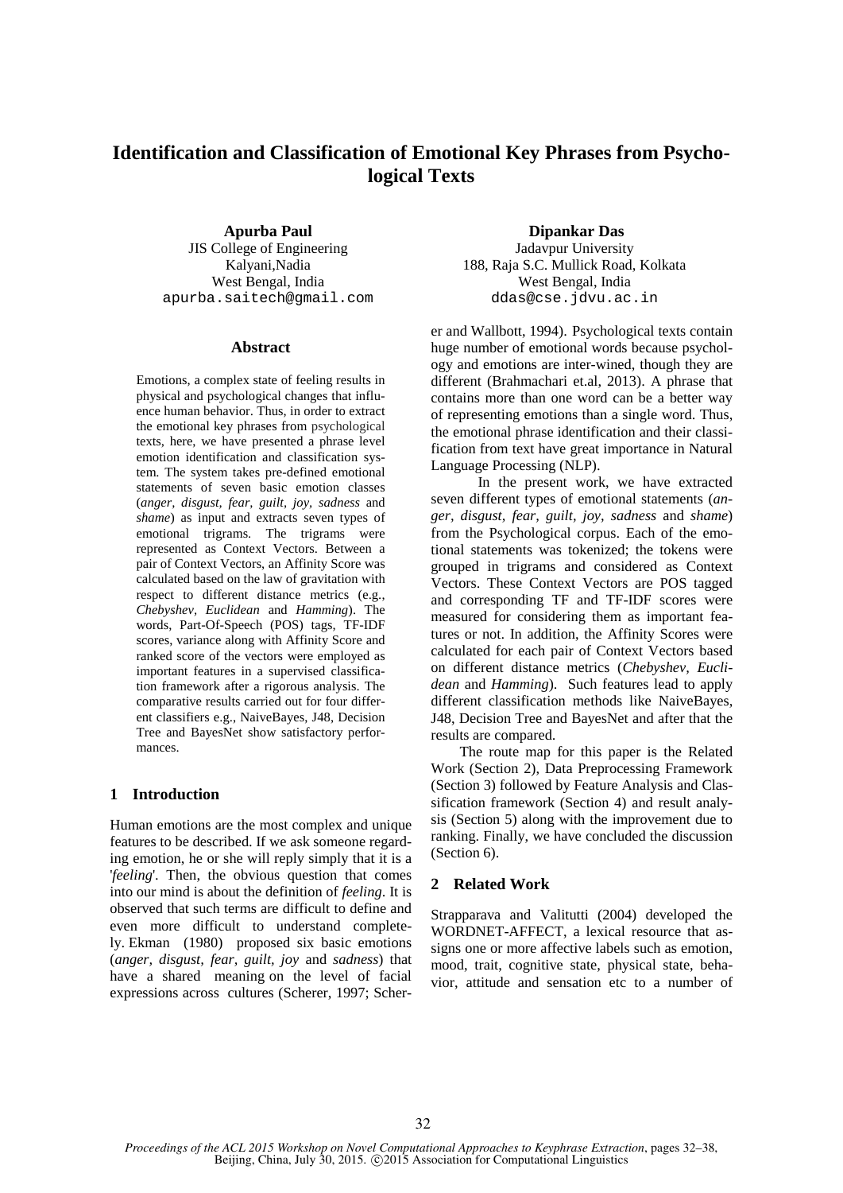# Identification and Classification of Emotional Key Phrases from Psychological Texts

**Apurba Paul**
JIS College of Engineering
Kalyani,Nadia
West Bengal, India
apurba.saitech@gmail.com

**Dipankar Das**
Jadavpur University
188, Raja S.C. Mullick Road, Kolkata
West Bengal, India
ddas@cse.jdvu.ac.in

## Abstract

Emotions, a complex state of feeling results in physical and psychological changes that influence human behavior. Thus, in order to extract the emotional key phrases from psychological texts, here, we have presented a phrase level emotion identification and classification system. The system takes pre-defined emotional statements of seven basic emotion classes (*anger, disgust, fear, guilt, joy, sadness* and *shame*) as input and extracts seven types of emotional trigrams. The trigrams were represented as Context Vectors. Between a pair of Context Vectors, an Affinity Score was calculated based on the law of gravitation with respect to different distance metrics (e.g., *Chebyshev*, *Euclidean* and *Hamming*). The words, Part-Of-Speech (POS) tags, TF-IDF scores, variance along with Affinity Score and ranked score of the vectors were employed as important features in a supervised classification framework after a rigorous analysis. The comparative results carried out for four different classifiers e.g., NaiveBayes, J48, Decision Tree and BayesNet show satisfactory performances.

## 1 Introduction

Human emotions are the most complex and unique features to be described. If we ask someone regarding emotion, he or she will reply simply that it is a '*feeling*'. Then, the obvious question that comes into our mind is about the definition of *feeling*. It is observed that such terms are difficult to define and even more difficult to understand completely. Ekman (1980) proposed six basic emotions (*anger, disgust, fear, guilt, joy* and *sadness*) that have a shared meaning on the level of facial expressions across cultures (Scherer, 1997; Scherer and Wallbott, 1994). Psychological texts contain huge number of emotional words because psychology and emotions are inter-wined, though they are different (Brahmachari et.al, 2013). A phrase that contains more than one word can be a better way of representing emotions than a single word. Thus, the emotional phrase identification and their classification from text have great importance in Natural Language Processing (NLP).

In the present work, we have extracted seven different types of emotional statements (*anger, disgust, fear, guilt, joy, sadness* and *shame*) from the Psychological corpus. Each of the emotional statements was tokenized; the tokens were grouped in trigrams and considered as Context Vectors. These Context Vectors are POS tagged and corresponding TF and TF-IDF scores were measured for considering them as important features or not. In addition, the Affinity Scores were calculated for each pair of Context Vectors based on different distance metrics (*Chebyshev*, *Euclidean* and *Hamming*). Such features lead to apply different classification methods like NaiveBayes, J48, Decision Tree and BayesNet and after that the results are compared.

The route map for this paper is the Related Work (Section 2), Data Preprocessing Framework (Section 3) followed by Feature Analysis and Classification framework (Section 4) and result analysis (Section 5) along with the improvement due to ranking. Finally, we have concluded the discussion (Section 6).

## 2 Related Work

Strapparava and Valitutti (2004) developed the WORDNET-AFFECT, a lexical resource that assigns one or more affective labels such as emotion, mood, trait, cognitive state, physical state, behavior, attitude and sensation etc to a number of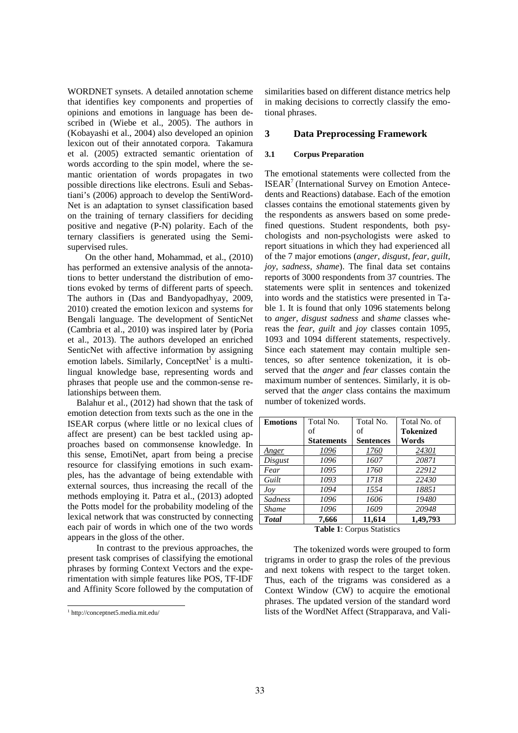WORDNET synsets. A detailed annotation scheme that identifies key components and properties of opinions and emotions in language has been described in (Wiebe et al., 2005). The authors in (Kobayashi et al., 2004) also developed an opinion lexicon out of their annotated corpora. Takamura et al. (2005) extracted semantic orientation of words according to the spin model, where the semantic orientation of words propagates in two possible directions like electrons. Esuli and Sebastiani's (2006) approach to develop the SentiWordNet is an adaptation to synset classification based on the training of ternary classifiers for deciding positive and negative (P-N) polarity. Each of the ternary classifiers is generated using the Semi-supervised rules.

On the other hand, Mohammad, et al., (2010) has performed an extensive analysis of the annotations to better understand the distribution of emotions evoked by terms of different parts of speech. The authors in (Das and Bandyopadhyay, 2009, 2010) created the emotion lexicon and systems for Bengali language. The development of SenticNet (Cambria et al., 2010) was inspired later by (Poria et al., 2013). The authors developed an enriched SenticNet with affective information by assigning emotion labels. Similarly, ConceptNet[1] is a multi-lingual knowledge base, representing words and phrases that people use and the common-sense relationships between them.

Balahur et al., (2012) had shown that the task of emotion detection from texts such as the one in the ISEAR corpus (where little or no lexical clues of affect are present) can be best tackled using approaches based on commonsense knowledge. In this sense, EmotiNet, apart from being a precise resource for classifying emotions in such examples, has the advantage of being extendable with external sources, thus increasing the recall of the methods employing it. Patra et al., (2013) adopted the Potts model for the probability modeling of the lexical network that was constructed by connecting each pair of words in which one of the two words appears in the gloss of the other.

In contrast to the previous approaches, the present task comprises of classifying the emotional phrases by forming Context Vectors and the experimentation with simple features like POS, TF-IDF and Affinity Score followed by the computation of similarities based on different distance metrics help in making decisions to correctly classify the emotional phrases.

[1] http://conceptnet5.media.mit.edu/

# 3 Data Preprocessing Framework

## 3.1 Corpus Preparation

The emotional statements were collected from the ISEAR[7] (International Survey on Emotion Antecedents and Reactions) database. Each of the emotion classes contains the emotional statements given by the respondents as answers based on some predefined questions. Student respondents, both psychologists and non-psychologists were asked to report situations in which they had experienced all of the 7 major emotions (*anger, disgust, fear, guilt, joy, sadness, shame*). The final data set contains reports of 3000 respondents from 37 countries. The statements were split in sentences and tokenized into words and the statistics were presented in Table 1. It is found that only 1096 statements belong to *anger, disgust sadness* and *shame* classes whereas the *fear, guilt* and *joy* classes contain 1095, 1093 and 1094 different statements, respectively. Since each statement may contain multiple sentences, so after sentence tokenization, it is observed that the *anger* and *fear* classes contain the maximum number of sentences. Similarly, it is observed that the *anger* class contains the maximum number of tokenized words.

| **Emotions** | Total No. of **Statements** | Total No. of **Sentences** | Total No. of **Tokenized Words** |
|---|---|---|---|
| *Anger* | *1096* | *1760* | *24301* |
| *Disgust* | *1096* | *1607* | *20871* |
| *Fear* | *1095* | *1760* | *22912* |
| *Guilt* | *1093* | *1718* | *22430* |
| *Joy* | *1094* | *1554* | *18851* |
| *Sadness* | *1096* | *1606* | *19480* |
| *Shame* | *1096* | *1609* | *20948* |
| ***Total*** | **7,666** | **11,614** | **1,49,793** |

**Table 1**: Corpus Statistics

The tokenized words were grouped to form trigrams in order to grasp the roles of the previous and next tokens with respect to the target token. Thus, each of the trigrams was considered as a Context Window (CW) to acquire the emotional phrases. The updated version of the standard word lists of the WordNet Affect (Strapparava, and Vali-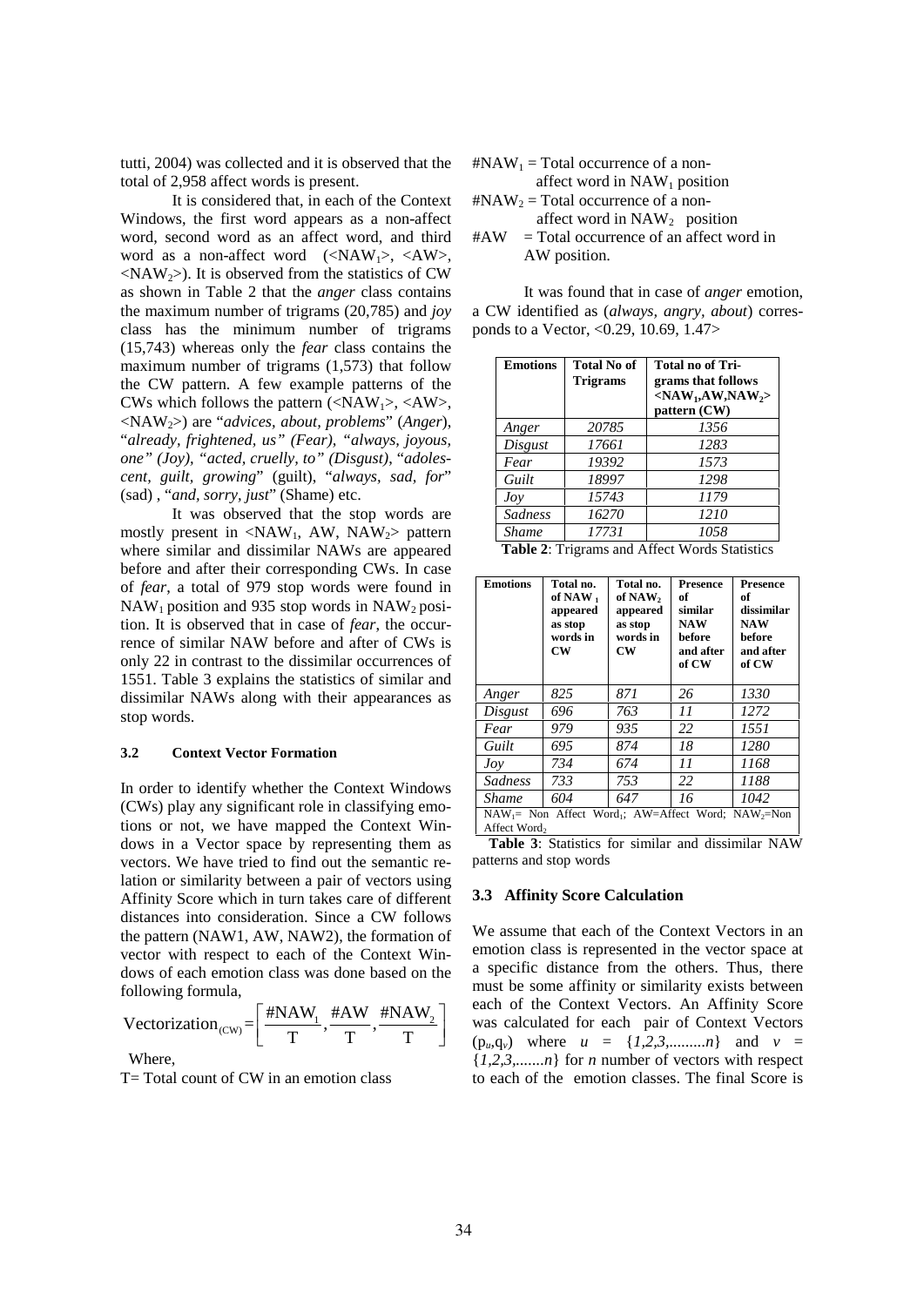tutti, 2004) was collected and it is observed that the total of 2,958 affect words is present.

It is considered that, in each of the Context Windows, the first word appears as a non-affect word, second word as an affect word, and third word as a non-affect word (<$NAW_1$>, <AW>, <$NAW_2$>). It is observed from the statistics of CW as shown in Table 2 that the *anger* class contains the maximum number of trigrams (20,785) and *joy* class has the minimum number of trigrams (15,743) whereas only the *fear* class contains the maximum number of trigrams (1,573) that follow the CW pattern. A few example patterns of the CWs which follows the pattern (<$NAW_1$>, <AW>, <$NAW_2$>) are "*advices, about, problems*" (*Anger*), "*already, frightened, us" (Fear), "always, joyous, one" (Joy), "acted, cruelly, to" (Disgust),* "*adolescent, guilt, growing*" (guilt), "*always, sad, for*" (sad) , "*and, sorry, just*" (Shame) etc.

It was observed that the stop words are mostly present in <$NAW_1$, AW, $NAW_2$> pattern where similar and dissimilar NAWs are appeared before and after their corresponding CWs. In case of *fear*, a total of 979 stop words were found in $NAW_1$ position and 935 stop words in $NAW_2$ position. It is observed that in case of *fear*, the occurrence of similar NAW before and after of CWs is only 22 in contrast to the dissimilar occurrences of 1551. Table 3 explains the statistics of similar and dissimilar NAWs along with their appearances as stop words.

### 3.2 Context Vector Formation

In order to identify whether the Context Windows (CWs) play any significant role in classifying emotions or not, we have mapped the Context Windows in a Vector space by representing them as vectors. We have tried to find out the semantic relation or similarity between a pair of vectors using Affinity Score which in turn takes care of different distances into consideration. Since a CW follows the pattern (NAW1, AW, NAW2), the formation of vector with respect to each of the Context Windows of each emotion class was done based on the following formula,

$$\text{Vectorization}_{(\text{CW})} = \left[ \frac{\#\text{NAW}_1}{\text{T}}, \frac{\#\text{AW}}{\text{T}}, \frac{\#\text{NAW}_2}{\text{T}} \right]$$

Where,

T= Total count of CW in an emotion class

$\#NAW_1$ = Total occurrence of a non-affect word in $NAW_1$ position

$\#NAW_2$ = Total occurrence of a non-affect word in $NAW_2$ position

#AW = Total occurrence of an affect word in AW position.

It was found that in case of *anger* emotion, a CW identified as (*always, angry, about*) corresponds to a Vector, <0.29, 10.69, 1.47>

| Emotions | Total No of Trigrams | Total no of Trigrams that follows <$NAW_1$,AW,$NAW_2$> pattern (CW) |
|---|---|---|
| *Anger* | *20785* | *1356* |
| *Disgust* | *17661* | *1283* |
| *Fear* | *19392* | *1573* |
| *Guilt* | *18997* | *1298* |
| *Joy* | *15743* | *1179* |
| *Sadness* | *16270* | *1210* |
| *Shame* | *17731* | *1058* |

**Table 2**: Trigrams and Affect Words Statistics

| Emotions | Total no. of $NAW_1$ appeared as stop words in CW | Total no. of $NAW_2$ appeared as stop words in CW | Presence of similar NAW before and after of CW | Presence of dissimilar NAW before and after of CW |
|---|---|---|---|---|
| *Anger* | *825* | *871* | *26* | *1330* |
| *Disgust* | *696* | *763* | *11* | *1272* |
| *Fear* | *979* | *935* | *22* | *1551* |
| *Guilt* | *695* | *874* | *18* | *1280* |
| *Joy* | *734* | *674* | *11* | *1168* |
| *Sadness* | *733* | *753* | *22* | *1188* |
| *Shame* | *604* | *647* | *16* | *1042* |

$NAW_1$= Non Affect Word$_1$; AW=Affect Word; $NAW_2$=Non Affect Word$_2$

**Table 3**: Statistics for similar and dissimilar NAW patterns and stop words

### 3.3 Affinity Score Calculation

We assume that each of the Context Vectors in an emotion class is represented in the vector space at a specific distance from the others. Thus, there must be some affinity or similarity exists between each of the Context Vectors. An Affinity Score was calculated for each pair of Context Vectors ($p_u$,$q_v$) where $u$ = {*1,2,3,........n*} and $v$ = {*1,2,3,.......n*} for *n* number of vectors with respect to each of the emotion classes. The final Score is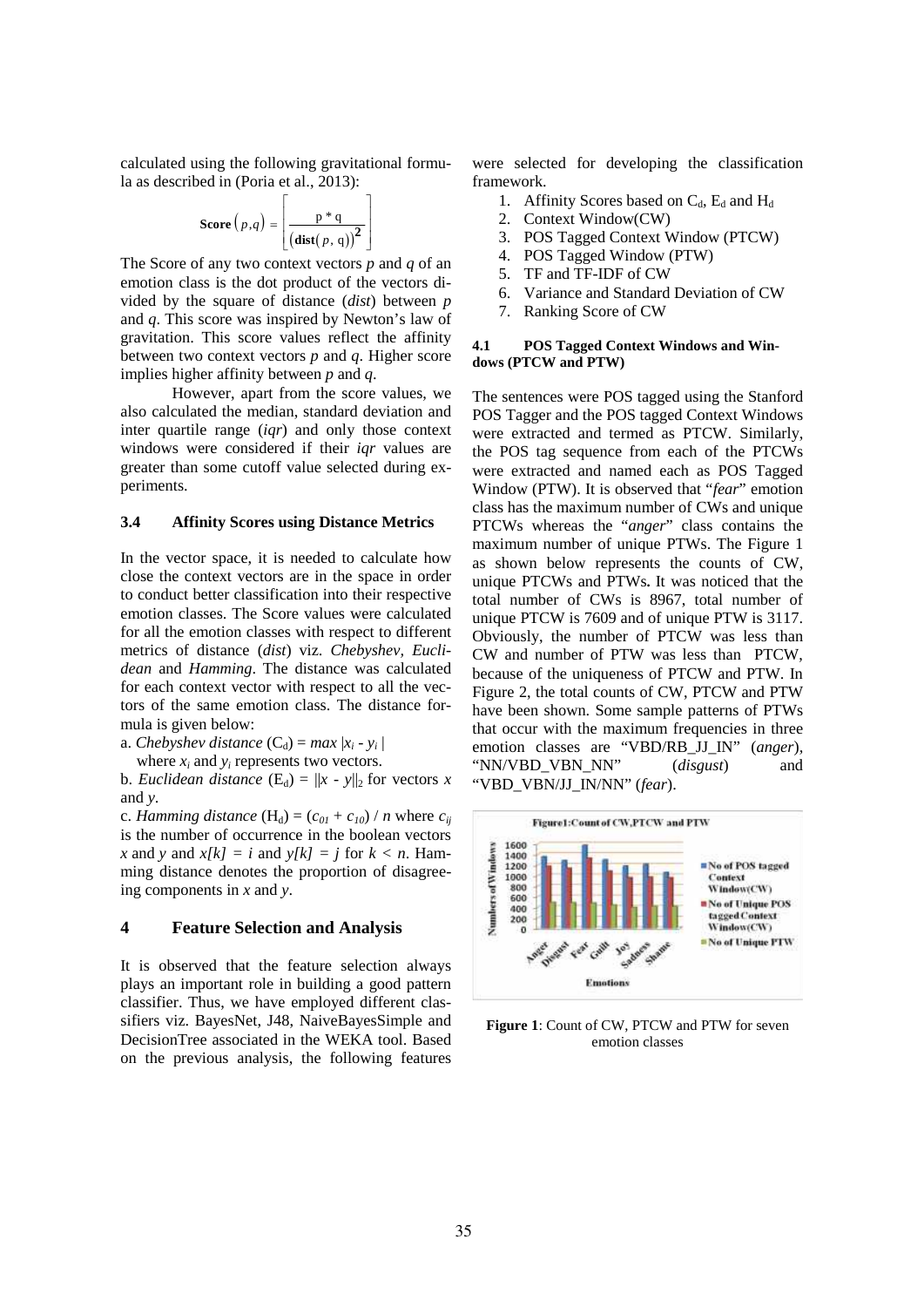calculated using the following gravitational formula as described in (Poria et al., 2013):

$$\textbf{Score}(p,q) = \left[ \frac{p * q}{(\textbf{dist}(p, q))^2} \right]$$

The Score of any two context vectors *p* and *q* of an emotion class is the dot product of the vectors divided by the square of distance (*dist*) between *p* and *q*. This score was inspired by Newton's law of gravitation. This score values reflect the affinity between two context vectors *p* and *q*. Higher score implies higher affinity between *p* and *q*.

However, apart from the score values, we also calculated the median, standard deviation and inter quartile range (*iqr*) and only those context windows were considered if their *iqr* values are greater than some cutoff value selected during experiments.

### 3.4 Affinity Scores using Distance Metrics

In the vector space, it is needed to calculate how close the context vectors are in the space in order to conduct better classification into their respective emotion classes. The Score values were calculated for all the emotion classes with respect to different metrics of distance (*dist*) viz. *Chebyshev*, *Euclidean* and *Hamming*. The distance was calculated for each context vector with respect to all the vectors of the same emotion class. The distance formula is given below:

a. *Chebyshev distance* ($C_d$) = $max\ |x_i - y_i|$
where $x_i$ and $y_i$ represents two vectors.

b. *Euclidean distance* ($E_d$) = $\|x - y\|_2$ for vectors *x* and *y*.

c. *Hamming distance* ($H_d$) = $(c_{01} + c_{10}) / n$ where $c_{ij}$ is the number of occurrence in the boolean vectors *x* and *y* and $x[k] = i$ and $y[k] = j$ for $k < n$. Hamming distance denotes the proportion of disagreeing components in *x* and *y*.

## 4 Feature Selection and Analysis

It is observed that the feature selection always plays an important role in building a good pattern classifier. Thus, we have employed different classifiers viz. BayesNet, J48, NaiveBayesSimple and DecisionTree associated in the WEKA tool. Based on the previous analysis, the following features were selected for developing the classification framework.

1. Affinity Scores based on $C_d$, $E_d$ and $H_d$
2. Context Window(CW)
3. POS Tagged Context Window (PTCW)
4. POS Tagged Window (PTW)
5. TF and TF-IDF of CW
6. Variance and Standard Deviation of CW
7. Ranking Score of CW

### 4.1 POS Tagged Context Windows and Windows (PTCW and PTW)

The sentences were POS tagged using the Stanford POS Tagger and the POS tagged Context Windows were extracted and termed as PTCW. Similarly, the POS tag sequence from each of the PTCWs were extracted and named each as POS Tagged Window (PTW). It is observed that "*fear*" emotion class has the maximum number of CWs and unique PTCWs whereas the "*anger*" class contains the maximum number of unique PTWs. The Figure 1 as shown below represents the counts of CW, unique PTCWs and PTWs. It was noticed that the total number of CWs is 8967, total number of unique PTCW is 7609 and of unique PTW is 3117. Obviously, the number of PTCW was less than CW and number of PTW was less than PTCW, because of the uniqueness of PTCW and PTW. In Figure 2, the total counts of CW, PTCW and PTW have been shown. Some sample patterns of PTWs that occur with the maximum frequencies in three emotion classes are "VBD/RB_JJ_IN" (*anger*), "NN/VBD_VBN_NN" (*disgust*) and "VBD_VBN/JJ_IN/NN" (*fear*).

**Figure 1**: Count of CW, PTCW and PTW for seven emotion classes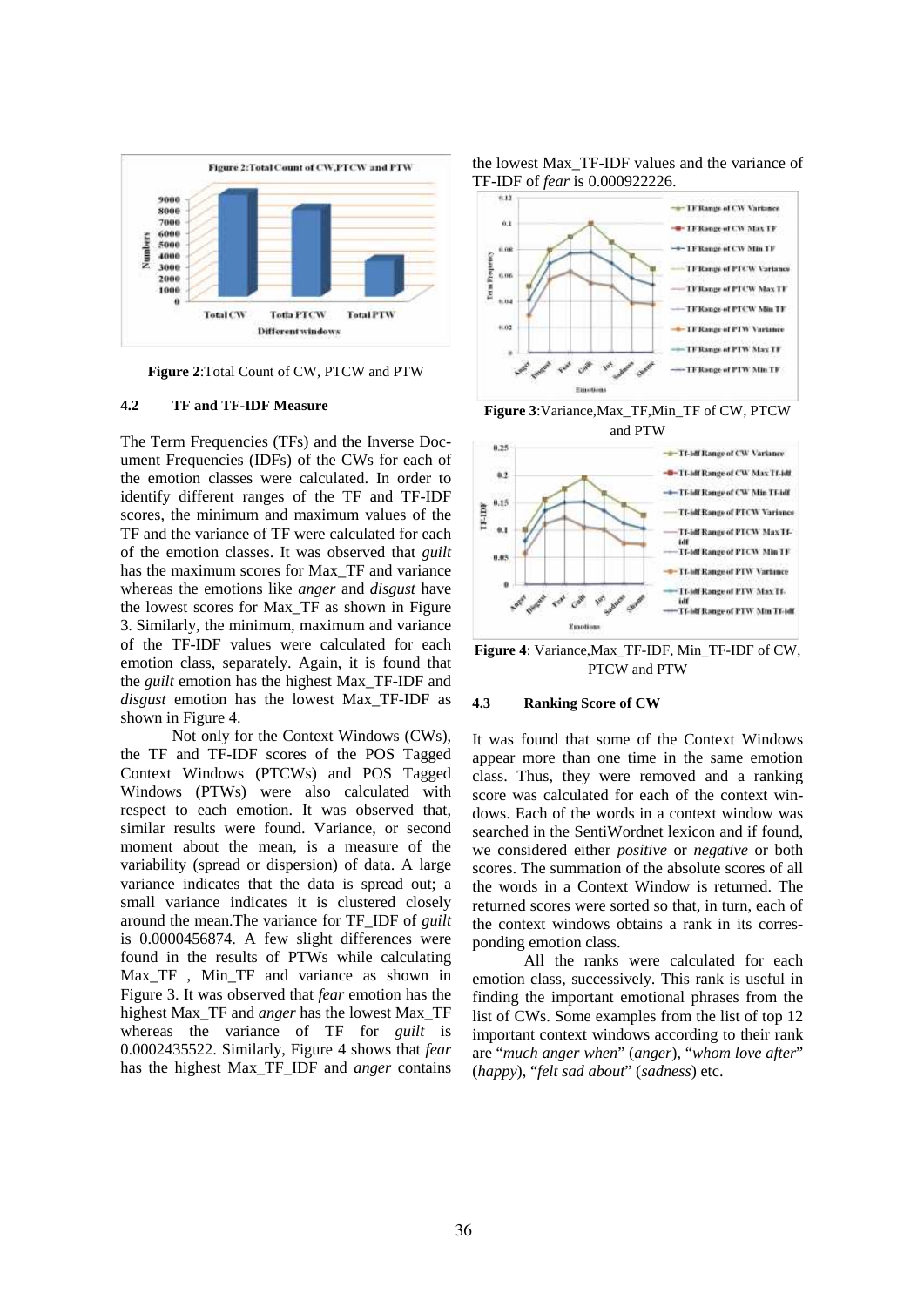Figure 2:Total Count of CW, PTCW and PTW

### 4.2 TF and TF-IDF Measure

The Term Frequencies (TFs) and the Inverse Document Frequencies (IDFs) of the CWs for each of the emotion classes were calculated. In order to identify different ranges of the TF and TF-IDF scores, the minimum and maximum values of the TF and the variance of TF were calculated for each of the emotion classes. It was observed that *guilt* has the maximum scores for Max_TF and variance whereas the emotions like *anger* and *disgust* have the lowest scores for Max_TF as shown in Figure 3. Similarly, the minimum, maximum and variance of the TF-IDF values were calculated for each emotion class, separately. Again, it is found that the *guilt* emotion has the highest Max_TF-IDF and *disgust* emotion has the lowest Max_TF-IDF as shown in Figure 4.

Not only for the Context Windows (CWs), the TF and TF-IDF scores of the POS Tagged Context Windows (PTCWs) and POS Tagged Windows (PTWs) were also calculated with respect to each emotion. It was observed that, similar results were found. Variance, or second moment about the mean, is a measure of the variability (spread or dispersion) of data. A large variance indicates that the data is spread out; a small variance indicates it is clustered closely around the mean.The variance for TF_IDF of *guilt* is 0.0000456874. A few slight differences were found in the results of PTWs while calculating Max_TF , Min_TF and variance as shown in Figure 3. It was observed that *fear* emotion has the highest Max_TF and *anger* has the lowest Max_TF whereas the variance of TF for *guilt* is 0.0002435522. Similarly, Figure 4 shows that *fear* has the highest Max_TF_IDF and *anger* contains the lowest Max_TF-IDF values and the variance of TF-IDF of *fear* is 0.000922226.

Figure 3:Variance,Max_TF,Min_TF of CW, PTCW and PTW

Figure 4: Variance,Max_TF-IDF, Min_TF-IDF of CW, PTCW and PTW

### 4.3 Ranking Score of CW

It was found that some of the Context Windows appear more than one time in the same emotion class. Thus, they were removed and a ranking score was calculated for each of the context windows. Each of the words in a context window was searched in the SentiWordnet lexicon and if found, we considered either *positive* or *negative* or both scores. The summation of the absolute scores of all the words in a Context Window is returned. The returned scores were sorted so that, in turn, each of the context windows obtains a rank in its corresponding emotion class.

All the ranks were calculated for each emotion class, successively. This rank is useful in finding the important emotional phrases from the list of CWs. Some examples from the list of top 12 important context windows according to their rank are "*much anger when*" (*anger*), "*whom love after*" (*happy*), "*felt sad about*" (*sadness*) etc.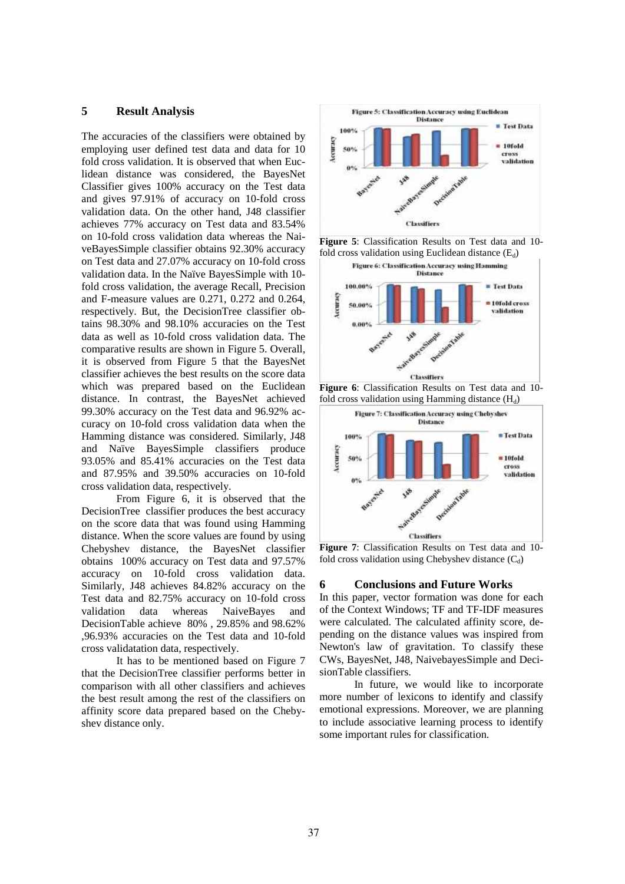## 5 Result Analysis

The accuracies of the classifiers were obtained by employing user defined test data and data for 10 fold cross validation. It is observed that when Euclidean distance was considered, the BayesNet Classifier gives 100% accuracy on the Test data and gives 97.91% of accuracy on 10-fold cross validation data. On the other hand, J48 classifier achieves 77% accuracy on Test data and 83.54% on 10-fold cross validation data whereas the NaiveBayesSimple classifier obtains 92.30% accuracy on Test data and 27.07% accuracy on 10-fold cross validation data. In the Naïve BayesSimple with 10-fold cross validation, the average Recall, Precision and F-measure values are 0.271, 0.272 and 0.264, respectively. But, the DecisionTree classifier obtains 98.30% and 98.10% accuracies on the Test data as well as 10-fold cross validation data. The comparative results are shown in Figure 5. Overall, it is observed from Figure 5 that the BayesNet classifier achieves the best results on the score data which was prepared based on the Euclidean distance. In contrast, the BayesNet achieved 99.30% accuracy on the Test data and 96.92% accuracy on 10-fold cross validation data when the Hamming distance was considered. Similarly, J48 and Naïve BayesSimple classifiers produce 93.05% and 85.41% accuracies on the Test data and 87.95% and 39.50% accuracies on 10-fold cross validation data, respectively.

From Figure 6, it is observed that the DecisionTree classifier produces the best accuracy on the score data that was found using Hamming distance. When the score values are found by using Chebyshev distance, the BayesNet classifier obtains 100% accuracy on Test data and 97.57% accuracy on 10-fold cross validation data. Similarly, J48 achieves 84.82% accuracy on the Test data and 82.75% accuracy on 10-fold cross validation data whereas NaiveBayes and DecisionTable achieve 80% , 29.85% and 98.62% ,96.93% accuracies on the Test data and 10-fold cross validatation data, respectively.

It has to be mentioned based on Figure 7 that the DecisionTree classifier performs better in comparison with all other classifiers and achieves the best result among the rest of the classifiers on affinity score data prepared based on the Chebyshev distance only.

**Figure 5**: Classification Results on Test data and 10-fold cross validation using Euclidean distance ($E_d$)

**Figure 6**: Classification Results on Test data and 10-fold cross validation using Hamming distance ($H_d$)

**Figure 7**: Classification Results on Test data and 10-fold cross validation using Chebyshev distance ($C_d$)

## 6 Conclusions and Future Works

In this paper, vector formation was done for each of the Context Windows; TF and TF-IDF measures were calculated. The calculated affinity score, depending on the distance values was inspired from Newton's law of gravitation. To classify these CWs, BayesNet, J48, NaivebayesSimple and DecisionTable classifiers.

In future, we would like to incorporate more number of lexicons to identify and classify emotional expressions. Moreover, we are planning to include associative learning process to identify some important rules for classification.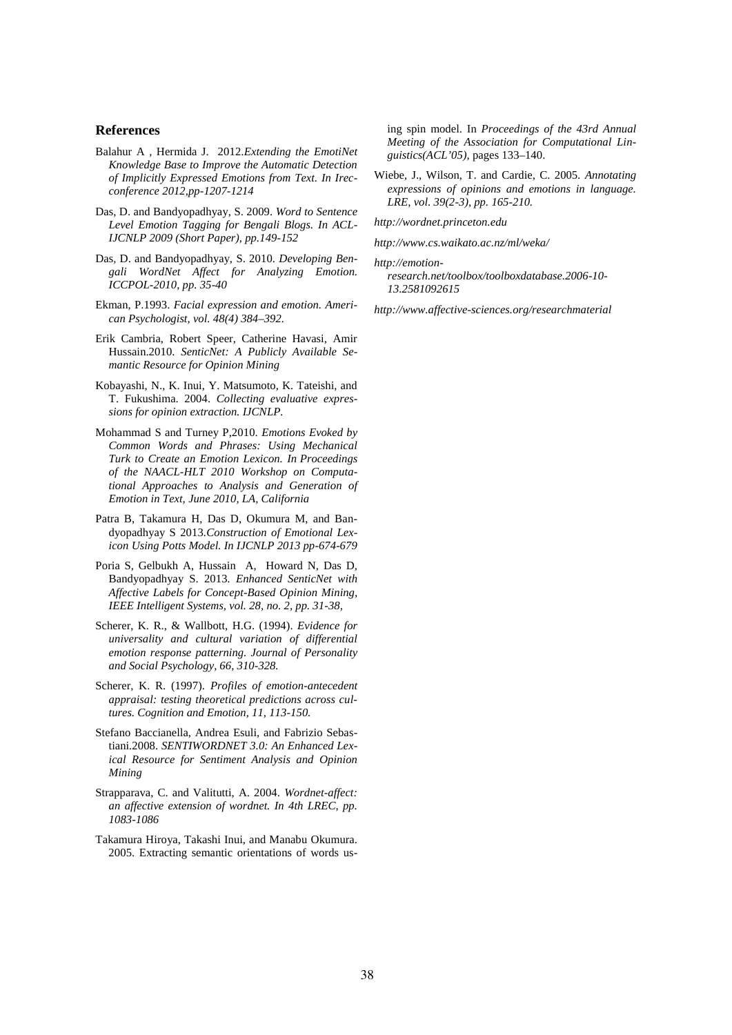## References

Balahur A , Hermida J. 2012.*Extending the EmotiNet Knowledge Base to Improve the Automatic Detection of Implicitly Expressed Emotions from Text. In Irec-conference 2012,pp-1207-1214*

Das, D. and Bandyopadhyay, S. 2009. *Word to Sentence Level Emotion Tagging for Bengali Blogs. In ACL-IJCNLP 2009 (Short Paper), pp.149-152*

Das, D. and Bandyopadhyay, S. 2010. *Developing Bengali WordNet Affect for Analyzing Emotion. ICCPOL-2010, pp. 35-40*

Ekman, P.1993. *Facial expression and emotion. American Psychologist, vol. 48(4) 384–392.*

Erik Cambria, Robert Speer, Catherine Havasi, Amir Hussain.2010. *SenticNet: A Publicly Available Semantic Resource for Opinion Mining*

Kobayashi, N., K. Inui, Y. Matsumoto, K. Tateishi, and T. Fukushima. 2004. *Collecting evaluative expressions for opinion extraction. IJCNLP.*

Mohammad S and Turney P,2010. *Emotions Evoked by Common Words and Phrases: Using Mechanical Turk to Create an Emotion Lexicon. In Proceedings of the NAACL-HLT 2010 Workshop on Computational Approaches to Analysis and Generation of Emotion in Text, June 2010, LA, California*

Patra B, Takamura H, Das D, Okumura M, and Bandyopadhyay S 2013.*Construction of Emotional Lexicon Using Potts Model. In IJCNLP 2013 pp-674-679*

Poria S, Gelbukh A, Hussain A, Howard N, Das D, Bandyopadhyay S. 2013. *Enhanced SenticNet with Affective Labels for Concept-Based Opinion Mining, IEEE Intelligent Systems, vol. 28, no. 2, pp. 31-38,*

Scherer, K. R., & Wallbott, H.G. (1994). *Evidence for universality and cultural variation of differential emotion response patterning. Journal of Personality and Social Psychology, 66, 310-328.*

Scherer, K. R. (1997). *Profiles of emotion-antecedent appraisal: testing theoretical predictions across cultures. Cognition and Emotion, 11, 113-150.*

Stefano Baccianella, Andrea Esuli, and Fabrizio Sebastiani.2008. *SENTIWORDNET 3.0: An Enhanced Lexical Resource for Sentiment Analysis and Opinion Mining*

Strapparava, C. and Valitutti, A. 2004. *Wordnet-affect: an affective extension of wordnet. In 4th LREC, pp. 1083-1086*

Takamura Hiroya, Takashi Inui, and Manabu Okumura. 2005. Extracting semantic orientations of words using spin model. In *Proceedings of the 43rd Annual Meeting of the Association for Computational Linguistics(ACL'05)*, pages 133–140.

Wiebe, J., Wilson, T. and Cardie, C. 2005. *Annotating expressions of opinions and emotions in language. LRE, vol. 39(2-3), pp. 165-210.*

*http://wordnet.princeton.edu*

*http://www.cs.waikato.ac.nz/ml/weka/*

*http://emotion-research.net/toolbox/toolboxdatabase.2006-10-13.2581092615*

*http://www.affective-sciences.org/researchmaterial*